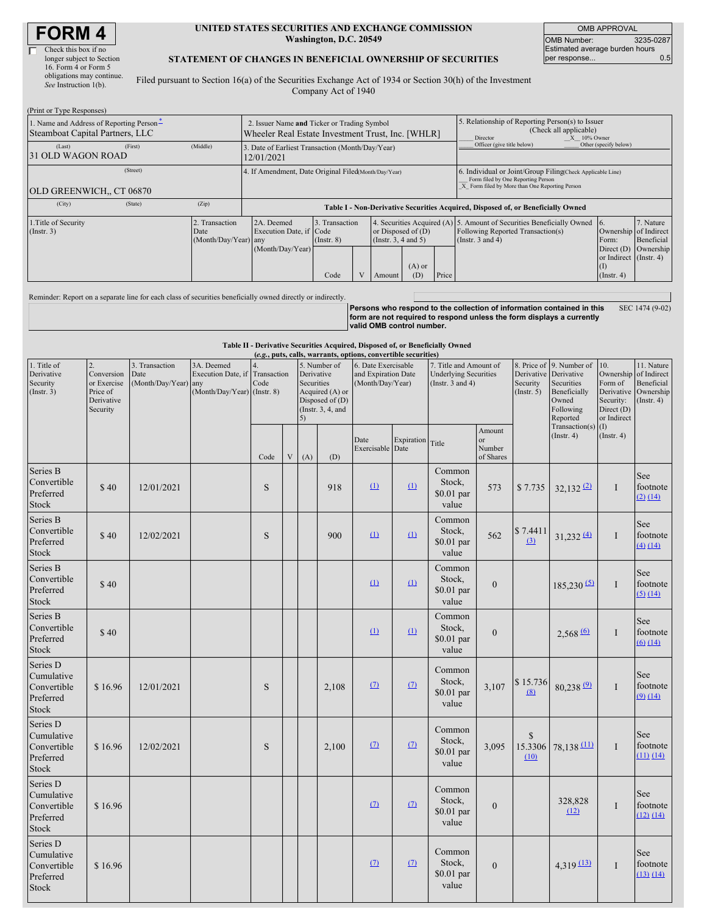# FORM 4

☐ Check this box if no longer subject to Section 16. Form 4 or Form 5 obligations may continue. *See* Instruction 1(b).

**UNITED STATES SECURITIES AND EXCHANGE COMMISSION**
**Washington, D.C. 20549**

**STATEMENT OF CHANGES IN BENEFICIAL OWNERSHIP OF SECURITIES**

Filed pursuant to Section 16(a) of the Securities Exchange Act of 1934 or Section 30(h) of the Investment Company Act of 1940

| OMB APPROVAL | |
|---|---|
| OMB Number: | 3235-0287 |
| Estimated average burden hours per response... | 0.5 |

(Print or Type Responses)

| 1. Name and Address of Reporting Person* | 2. Issuer Name and Ticker or Trading Symbol | 5. Relationship of Reporting Person(s) to Issuer (Check all applicable) |
|---|---|---|
| Steamboat Capital Partners, LLC | Wheeler Real Estate Investment Trust, Inc. [WHLR] | ___ Director _X_ 10% Owner ___ Officer (give title below) ___ Other (specify below) |
| (Last) (First) (Middle) 31 OLD WAGON ROAD | 3. Date of Earliest Transaction (Month/Day/Year) 12/01/2021 | |
| (Street) OLD GREENWICH,, CT 06870 | 4. If Amendment, Date Original Filed (Month/Day/Year) | 6. Individual or Joint/Group Filing (Check Applicable Line) ___ Form filed by One Reporting Person _X_ Form filed by More than One Reporting Person |
| (City) (State) (Zip) | | |

**Table I - Non-Derivative Securities Acquired, Disposed of, or Beneficially Owned**

| 1.Title of Security (Instr. 3) | 2. Transaction Date (Month/Day/Year) | 2A. Deemed Execution Date, if any (Month/Day/Year) | 3. Transaction Code (Instr. 8) | | 4. Securities Acquired (A) or Disposed of (D) (Instr. 3, 4 and 5) | | | 5. Amount of Securities Beneficially Owned Following Reported Transaction(s) (Instr. 3 and 4) | 6. Ownership Form: Direct (D) or Indirect (I) (Instr. 4) | 7. Nature of Indirect Beneficial Ownership (Instr. 4) |
|---|---|---|---|---|---|---|---|---|---|---|
| | | | Code | V | Amount | (A) or (D) | Price | | | |

Reminder: Report on a separate line for each class of securities beneficially owned directly or indirectly.

**Persons who respond to the collection of information contained in this form are not required to respond unless the form displays a currently valid OMB control number.** SEC 1474 (9-02)

**Table II - Derivative Securities Acquired, Disposed of, or Beneficially Owned**
***(e.g., puts, calls, warrants, options, convertible securities)***

| 1. Title of Derivative Security (Instr. 3) | 2. Conversion or Exercise Price of Derivative Security | 3. Transaction Date (Month/Day/Year) | 3A. Deemed Execution Date, if any (Month/Day/Year) | 4. Transaction Code (Instr. 8) | | 5. Number of Derivative Securities Acquired (A) or Disposed of (D) (Instr. 3, 4, and 5) | | 6. Date Exercisable and Expiration Date (Month/Day/Year) | | 7. Title and Amount of Underlying Securities (Instr. 3 and 4) | | 8. Price of Derivative Security (Instr. 5) | 9. Number of Derivative Securities Beneficially Owned Following Reported Transaction(s) (Instr. 4) | 10. Ownership Form of Derivative Security: Direct (D) or Indirect (I) (Instr. 4) | 11. Nature of Indirect Beneficial Ownership (Instr. 4) |
|---|---|---|---|---|---|---|---|---|---|---|---|---|---|---|---|
| | | | | Code | V | (A) | (D) | Date Exercisable | Expiration Date | Title | Amount or Number of Shares | | | | |
| Series B Convertible Preferred Stock | $ 40 | 12/01/2021 | | S | | | 918 | (1) | (1) | Common Stock, $0.01 par value | 573 | $ 7.735 | 32,132 (2) | I | See footnote (2) (14) |
| Series B Convertible Preferred Stock | $ 40 | 12/02/2021 | | S | | | 900 | (1) | (1) | Common Stock, $0.01 par value | 562 | $ 7.4411 (3) | 31,232 (4) | I | See footnote (4) (14) |
| Series B Convertible Preferred Stock | $ 40 | | | | | | | (1) | (1) | Common Stock, $0.01 par value | 0 | | 185,230 (5) | I | See footnote (5) (14) |
| Series B Convertible Preferred Stock | $ 40 | | | | | | | (1) | (1) | Common Stock, $0.01 par value | 0 | | 2,568 (6) | I | See footnote (6) (14) |
| Series D Cumulative Convertible Preferred Stock | $ 16.96 | 12/01/2021 | | S | | | 2,108 | (7) | (7) | Common Stock, $0.01 par value | 3,107 | $ 15.736 (8) | 80,238 (9) | I | See footnote (9) (14) |
| Series D Cumulative Convertible Preferred Stock | $ 16.96 | 12/02/2021 | | S | | | 2,100 | (7) | (7) | Common Stock, $0.01 par value | 3,095 | $ 15.3306 (10) | 78,138 (11) | I | See footnote (11) (14) |
| Series D Cumulative Convertible Preferred Stock | $ 16.96 | | | | | | | (7) | (7) | Common Stock, $0.01 par value | 0 | | 328,828 (12) | I | See footnote (12) (14) |
| Series D Cumulative Convertible Preferred Stock | $ 16.96 | | | | | | | (7) | (7) | Common Stock, $0.01 par value | 0 | | 4,319 (13) | I | See footnote (13) (14) |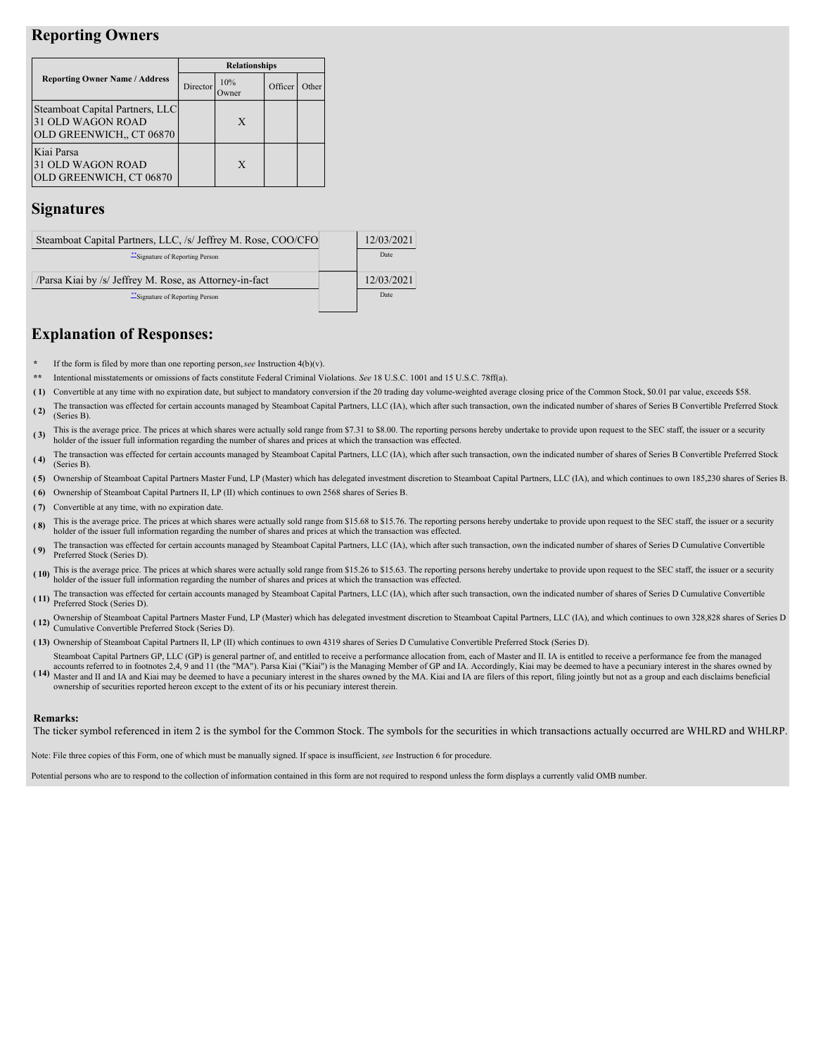## Reporting Owners

| Reporting Owner Name / Address | Relationships | | | |
|---|---|---|---|---|
| | Director | 10% Owner | Officer | Other |
| Steamboat Capital Partners, LLC<br>31 OLD WAGON ROAD<br>OLD GREENWICH,, CT 06870 | | X | | |
| Kiai Parsa<br>31 OLD WAGON ROAD<br>OLD GREENWICH, CT 06870 | | X | | |

## Signatures

| | |
|---|---|
| Steamboat Capital Partners, LLC, /s/ Jeffrey M. Rose, COO/CFO | 12/03/2021 |
| **Signature of Reporting Person | Date |
| /Parsa Kiai by /s/ Jeffrey M. Rose, as Attorney-in-fact | 12/03/2021 |
| **Signature of Reporting Person | Date |

## Explanation of Responses:

- * If the form is filed by more than one reporting person, *see* Instruction 4(b)(v).
- ** Intentional misstatements or omissions of facts constitute Federal Criminal Violations. *See* 18 U.S.C. 1001 and 15 U.S.C. 78ff(a).
- ( 1) Convertible at any time with no expiration date, but subject to mandatory conversion if the 20 trading day volume-weighted average closing price of the Common Stock, $0.01 par value, exceeds $58.
- ( 2) The transaction was effected for certain accounts managed by Steamboat Capital Partners, LLC (IA), which after such transaction, own the indicated number of shares of Series B Convertible Preferred Stock (Series B).
- ( 3) This is the average price. The prices at which shares were actually sold range from $7.31 to $8.00. The reporting persons hereby undertake to provide upon request to the SEC staff, the issuer or a security holder of the issuer full information regarding the number of shares and prices at which the transaction was effected.
- ( 4) The transaction was effected for certain accounts managed by Steamboat Capital Partners, LLC (IA), which after such transaction, own the indicated number of shares of Series B Convertible Preferred Stock (Series B).
- ( 5) Ownership of Steamboat Capital Partners Master Fund, LP (Master) which has delegated investment discretion to Steamboat Capital Partners, LLC (IA), and which continues to own 185,230 shares of Series B.
- ( 6) Ownership of Steamboat Capital Partners II, LP (II) which continues to own 2568 shares of Series B.
- ( 7) Convertible at any time, with no expiration date.
- ( 8) This is the average price. The prices at which shares were actually sold range from $15.68 to $15.76. The reporting persons hereby undertake to provide upon request to the SEC staff, the issuer or a security holder of the issuer full information regarding the number of shares and prices at which the transaction was effected.
- ( 9) The transaction was effected for certain accounts managed by Steamboat Capital Partners, LLC (IA), which after such transaction, own the indicated number of shares of Series D Cumulative Convertible Preferred Stock (Series D).
- ( 10) This is the average price. The prices at which shares were actually sold range from $15.26 to $15.63. The reporting persons hereby undertake to provide upon request to the SEC staff, the issuer or a security holder of the issuer full information regarding the number of shares and prices at which the transaction was effected.
- ( 11) The transaction was effected for certain accounts managed by Steamboat Capital Partners, LLC (IA), which after such transaction, own the indicated number of shares of Series D Cumulative Convertible Preferred Stock (Series D).
- ( 12) Ownership of Steamboat Capital Partners Master Fund, LP (Master) which has delegated investment discretion to Steamboat Capital Partners, LLC (IA), and which continues to own 328,828 shares of Series D Cumulative Convertible Preferred Stock (Series D).
- ( 13) Ownership of Steamboat Capital Partners II, LP (II) which continues to own 4319 shares of Series D Cumulative Convertible Preferred Stock (Series D).
- ( 14) Steamboat Capital Partners GP, LLC (GP) is general partner of, and entitled to receive a performance allocation from, each of Master and II. IA is entitled to receive a performance fee from the managed accounts referred to in footnotes 2,4, 9 and 11 (the "MA"). Parsa Kiai ("Kiai") is the Managing Member of GP and IA. Accordingly, Kiai may be deemed to have a pecuniary interest in the shares owned by Master and II and IA and Kiai may be deemed to have a pecuniary interest in the shares owned by the MA. Kiai and IA are filers of this report, filing jointly but not as a group and each disclaims beneficial ownership of securities reported hereon except to the extent of its or his pecuniary interest therein.

**Remarks:**

The ticker symbol referenced in item 2 is the symbol for the Common Stock. The symbols for the securities in which transactions actually occurred are WHLRD and WHLRP.

Note: File three copies of this Form, one of which must be manually signed. If space is insufficient, *see* Instruction 6 for procedure.

Potential persons who are to respond to the collection of information contained in this form are not required to respond unless the form displays a currently valid OMB number.